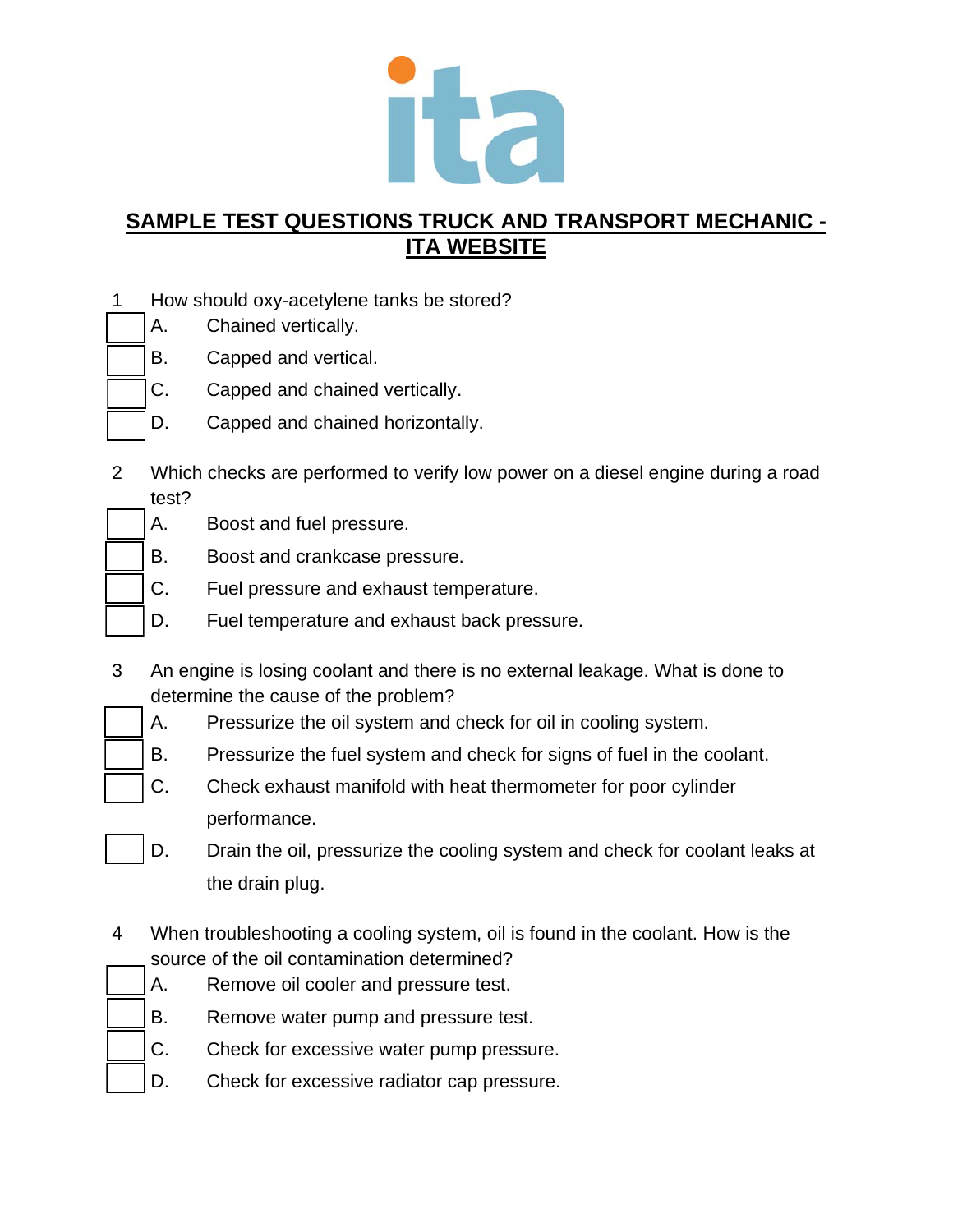# SAMPLE TEST QUESTIONS TRUCK AND TRANSPORT MECHANIC - ITA WEBSITE

1 How should oxy-acetylene tanks be stored?

- [ ] A. Chained vertically.
- [ ] B. Capped and vertical.
- [ ] C. Capped and chained vertically.
- [ ] D. Capped and chained horizontally.

2 Which checks are performed to verify low power on a diesel engine during a road test?

- [ ] A. Boost and fuel pressure.
- [ ] B. Boost and crankcase pressure.
- [ ] C. Fuel pressure and exhaust temperature.
- [ ] D. Fuel temperature and exhaust back pressure.

3 An engine is losing coolant and there is no external leakage. What is done to determine the cause of the problem?

- [ ] A. Pressurize the oil system and check for oil in cooling system.
- [ ] B. Pressurize the fuel system and check for signs of fuel in the coolant.
- [ ] C. Check exhaust manifold with heat thermometer for poor cylinder performance.
- [ ] D. Drain the oil, pressurize the cooling system and check for coolant leaks at the drain plug.

4 When troubleshooting a cooling system, oil is found in the coolant. How is the source of the oil contamination determined?

- [ ] A. Remove oil cooler and pressure test.
- [ ] B. Remove water pump and pressure test.
- [ ] C. Check for excessive water pump pressure.
- [ ] D. Check for excessive radiator cap pressure.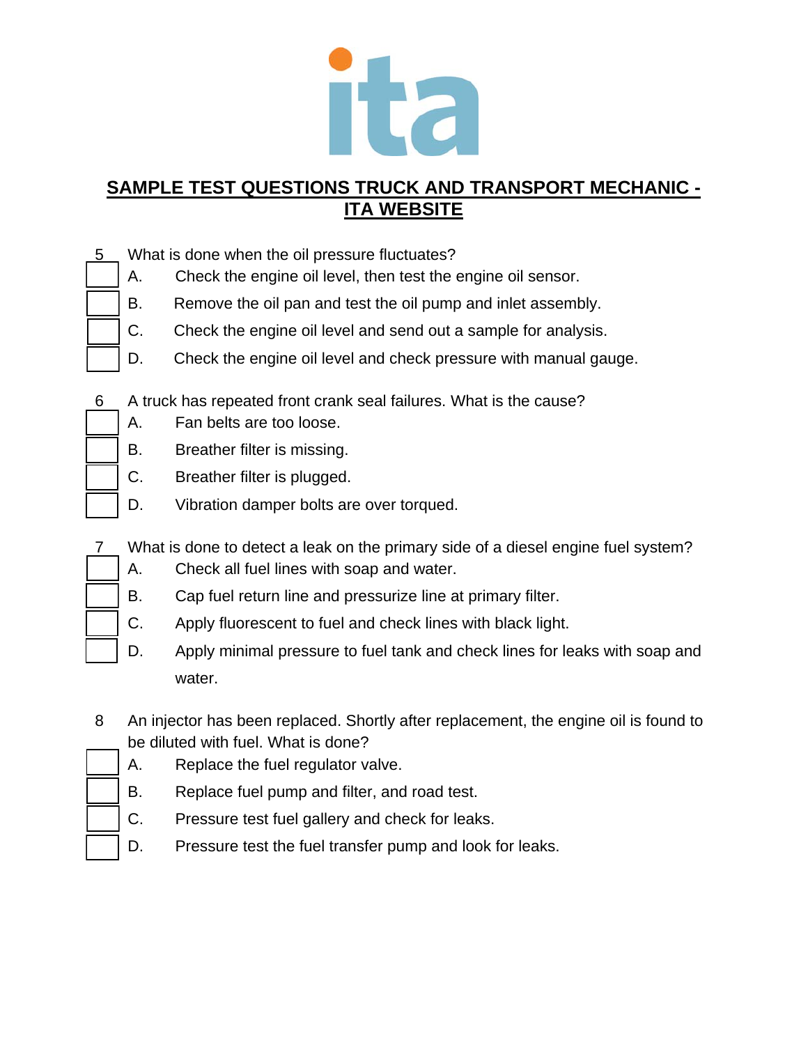## SAMPLE TEST QUESTIONS TRUCK AND TRANSPORT MECHANIC - ITA WEBSITE

5 What is done when the oil pressure fluctuates?

- A. Check the engine oil level, then test the engine oil sensor.
- B. Remove the oil pan and test the oil pump and inlet assembly.
- C. Check the engine oil level and send out a sample for analysis.
- D. Check the engine oil level and check pressure with manual gauge.

6 A truck has repeated front crank seal failures. What is the cause?

- A. Fan belts are too loose.
- B. Breather filter is missing.
- C. Breather filter is plugged.
- D. Vibration damper bolts are over torqued.

7 What is done to detect a leak on the primary side of a diesel engine fuel system?

- A. Check all fuel lines with soap and water.
- B. Cap fuel return line and pressurize line at primary filter.
- C. Apply fluorescent to fuel and check lines with black light.
- D. Apply minimal pressure to fuel tank and check lines for leaks with soap and water.

8 An injector has been replaced. Shortly after replacement, the engine oil is found to be diluted with fuel. What is done?

- A. Replace the fuel regulator valve.
- B. Replace fuel pump and filter, and road test.
- C. Pressure test fuel gallery and check for leaks.
- D. Pressure test the fuel transfer pump and look for leaks.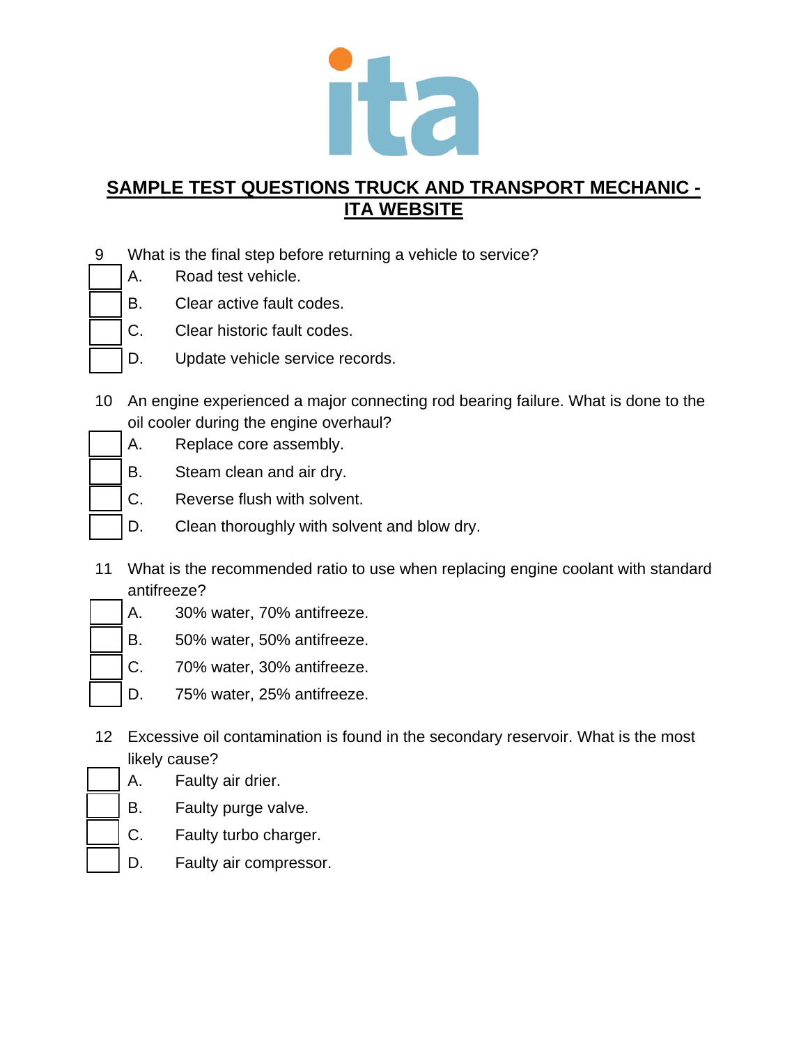## SAMPLE TEST QUESTIONS TRUCK AND TRANSPORT MECHANIC - ITA WEBSITE

9 What is the final step before returning a vehicle to service?

- ☐ A. Road test vehicle.
- ☐ B. Clear active fault codes.
- ☐ C. Clear historic fault codes.
- ☐ D. Update vehicle service records.

10 An engine experienced a major connecting rod bearing failure. What is done to the oil cooler during the engine overhaul?

- ☐ A. Replace core assembly.
- ☐ B. Steam clean and air dry.
- ☐ C. Reverse flush with solvent.
- ☐ D. Clean thoroughly with solvent and blow dry.

11 What is the recommended ratio to use when replacing engine coolant with standard antifreeze?

- ☐ A. 30% water, 70% antifreeze.
- ☐ B. 50% water, 50% antifreeze.
- ☐ C. 70% water, 30% antifreeze.
- ☐ D. 75% water, 25% antifreeze.

12 Excessive oil contamination is found in the secondary reservoir. What is the most likely cause?

- ☐ A. Faulty air drier.
- ☐ B. Faulty purge valve.
- ☐ C. Faulty turbo charger.
- ☐ D. Faulty air compressor.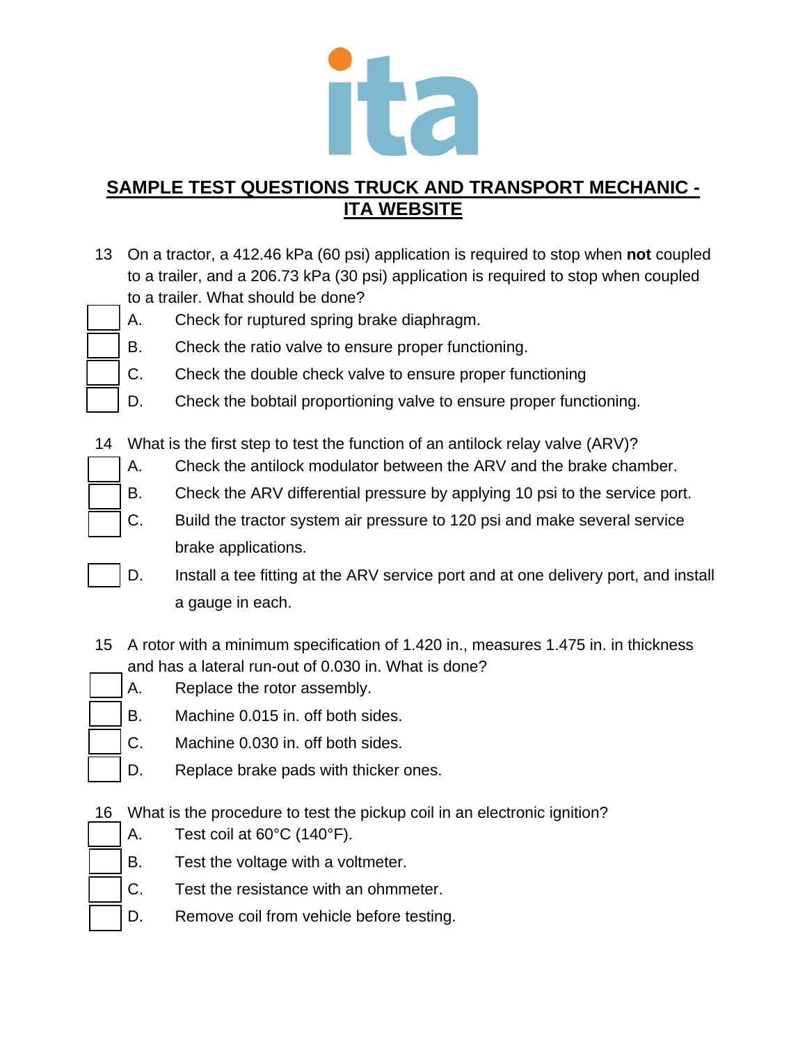# SAMPLE TEST QUESTIONS TRUCK AND TRANSPORT MECHANIC - ITA WEBSITE

13 On a tractor, a 412.46 kPa (60 psi) application is required to stop when **not** coupled to a trailer, and a 206.73 kPa (30 psi) application is required to stop when coupled to a trailer. What should be done?

- [ ] A. Check for ruptured spring brake diaphragm.
- [ ] B. Check the ratio valve to ensure proper functioning.
- [ ] C. Check the double check valve to ensure proper functioning
- [ ] D. Check the bobtail proportioning valve to ensure proper functioning.

14 What is the first step to test the function of an antilock relay valve (ARV)?

- [ ] A. Check the antilock modulator between the ARV and the brake chamber.
- [ ] B. Check the ARV differential pressure by applying 10 psi to the service port.
- [ ] C. Build the tractor system air pressure to 120 psi and make several service brake applications.
- [ ] D. Install a tee fitting at the ARV service port and at one delivery port, and install a gauge in each.

15 A rotor with a minimum specification of 1.420 in., measures 1.475 in. in thickness and has a lateral run-out of 0.030 in. What is done?

- [ ] A. Replace the rotor assembly.
- [ ] B. Machine 0.015 in. off both sides.
- [ ] C. Machine 0.030 in. off both sides.
- [ ] D. Replace brake pads with thicker ones.

16 What is the procedure to test the pickup coil in an electronic ignition?

- [ ] A. Test coil at 60°C (140°F).
- [ ] B. Test the voltage with a voltmeter.
- [ ] C. Test the resistance with an ohmmeter.
- [ ] D. Remove coil from vehicle before testing.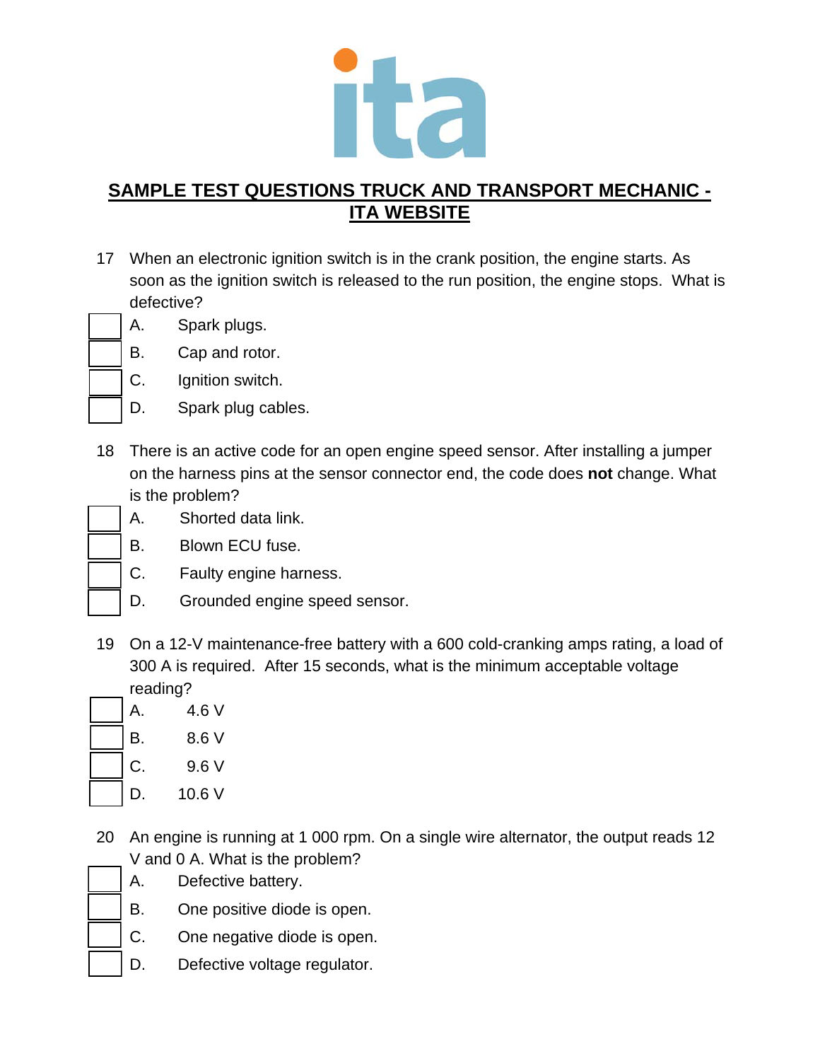## SAMPLE TEST QUESTIONS TRUCK AND TRANSPORT MECHANIC - ITA WEBSITE

17 When an electronic ignition switch is in the crank position, the engine starts. As soon as the ignition switch is released to the run position, the engine stops. What is defective?

- A. Spark plugs.
- B. Cap and rotor.
- C. Ignition switch.
- D. Spark plug cables.

18 There is an active code for an open engine speed sensor. After installing a jumper on the harness pins at the sensor connector end, the code does **not** change. What is the problem?

- A. Shorted data link.
- B. Blown ECU fuse.
- C. Faulty engine harness.
- D. Grounded engine speed sensor.

19 On a 12-V maintenance-free battery with a 600 cold-cranking amps rating, a load of 300 A is required. After 15 seconds, what is the minimum acceptable voltage reading?

- A. 4.6 V
- B. 8.6 V
- C. 9.6 V
- D. 10.6 V

20 An engine is running at 1 000 rpm. On a single wire alternator, the output reads 12 V and 0 A. What is the problem?

- A. Defective battery.
- B. One positive diode is open.
- C. One negative diode is open.
- D. Defective voltage regulator.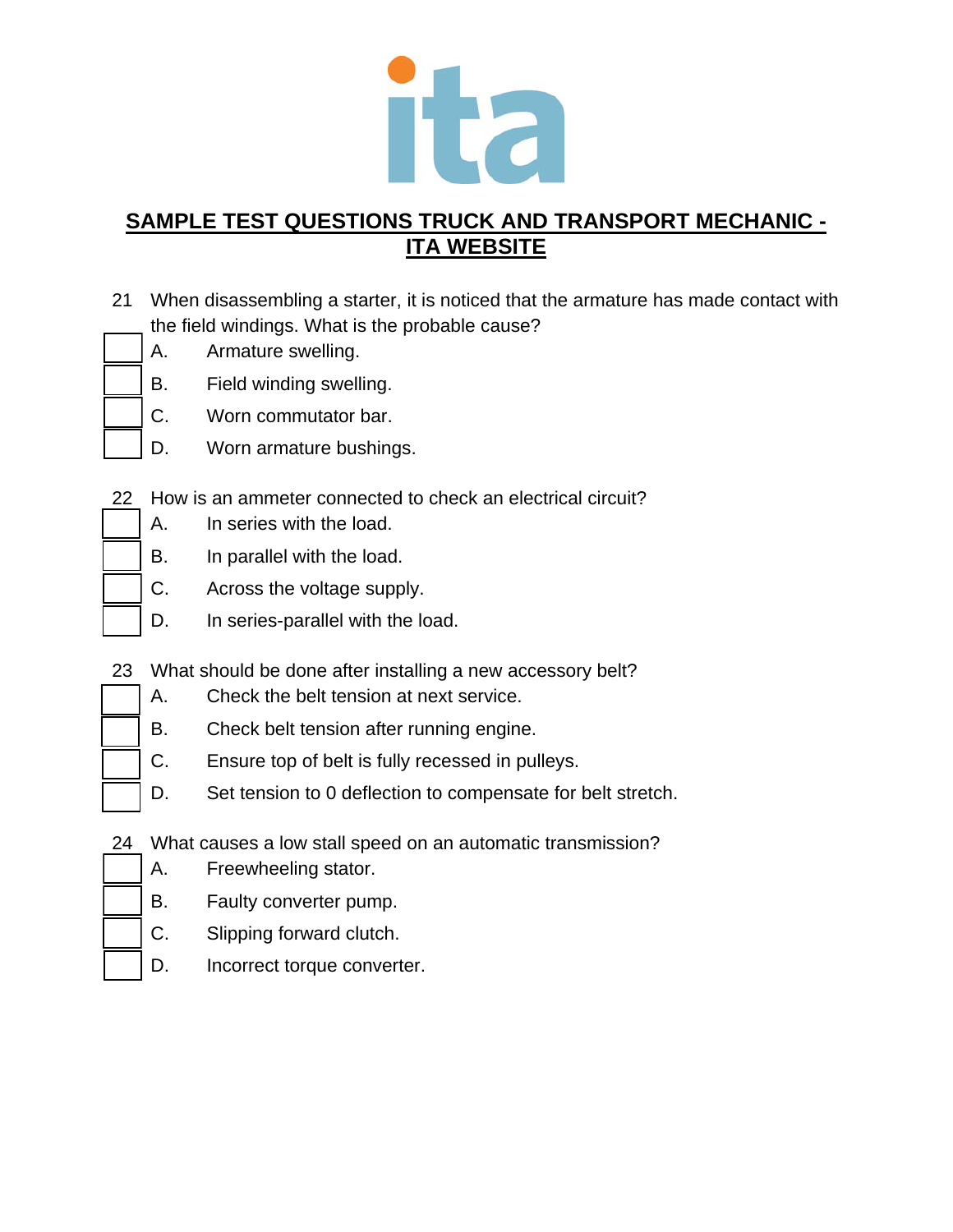## SAMPLE TEST QUESTIONS TRUCK AND TRANSPORT MECHANIC - ITA WEBSITE

21 When disassembling a starter, it is noticed that the armature has made contact with the field windings. What is the probable cause?

- A. Armature swelling.
- B. Field winding swelling.
- C. Worn commutator bar.
- D. Worn armature bushings.

22 How is an ammeter connected to check an electrical circuit?

- A. In series with the load.
- B. In parallel with the load.
- C. Across the voltage supply.
- D. In series-parallel with the load.

23 What should be done after installing a new accessory belt?

- A. Check the belt tension at next service.
- B. Check belt tension after running engine.
- C. Ensure top of belt is fully recessed in pulleys.
- D. Set tension to 0 deflection to compensate for belt stretch.

24 What causes a low stall speed on an automatic transmission?

- A. Freewheeling stator.
- B. Faulty converter pump.
- C. Slipping forward clutch.
- D. Incorrect torque converter.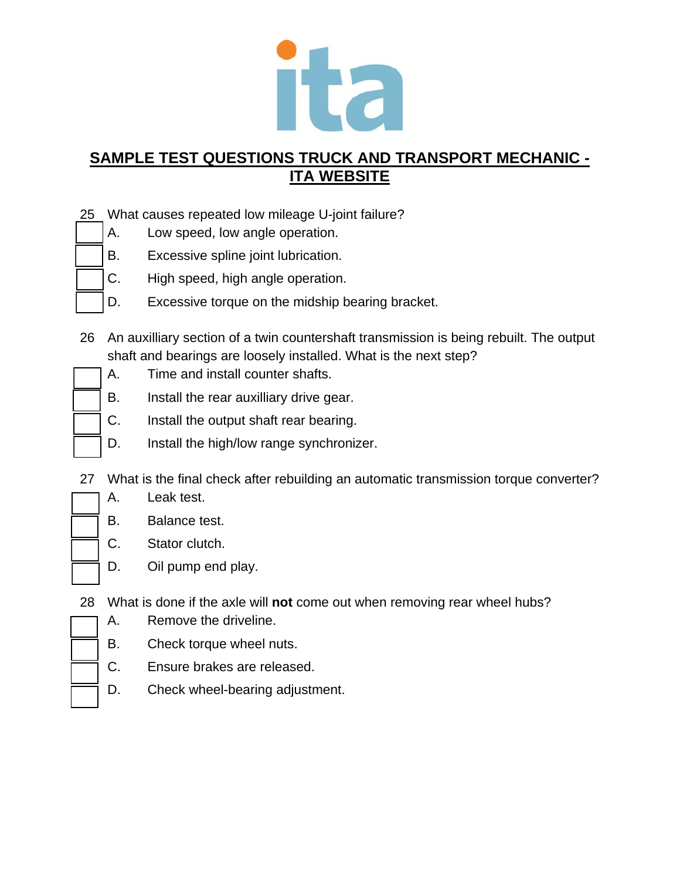## SAMPLE TEST QUESTIONS TRUCK AND TRANSPORT MECHANIC - ITA WEBSITE

25 What causes repeated low mileage U-joint failure?

- A. Low speed, low angle operation.
- B. Excessive spline joint lubrication.
- C. High speed, high angle operation.
- D. Excessive torque on the midship bearing bracket.

26 An auxilliary section of a twin countershaft transmission is being rebuilt. The output shaft and bearings are loosely installed. What is the next step?

- A. Time and install counter shafts.
- B. Install the rear auxilliary drive gear.
- C. Install the output shaft rear bearing.
- D. Install the high/low range synchronizer.

27 What is the final check after rebuilding an automatic transmission torque converter?

- A. Leak test.
- B. Balance test.
- C. Stator clutch.
- D. Oil pump end play.

28 What is done if the axle will **not** come out when removing rear wheel hubs?

- A. Remove the driveline.
- B. Check torque wheel nuts.
- C. Ensure brakes are released.
- D. Check wheel-bearing adjustment.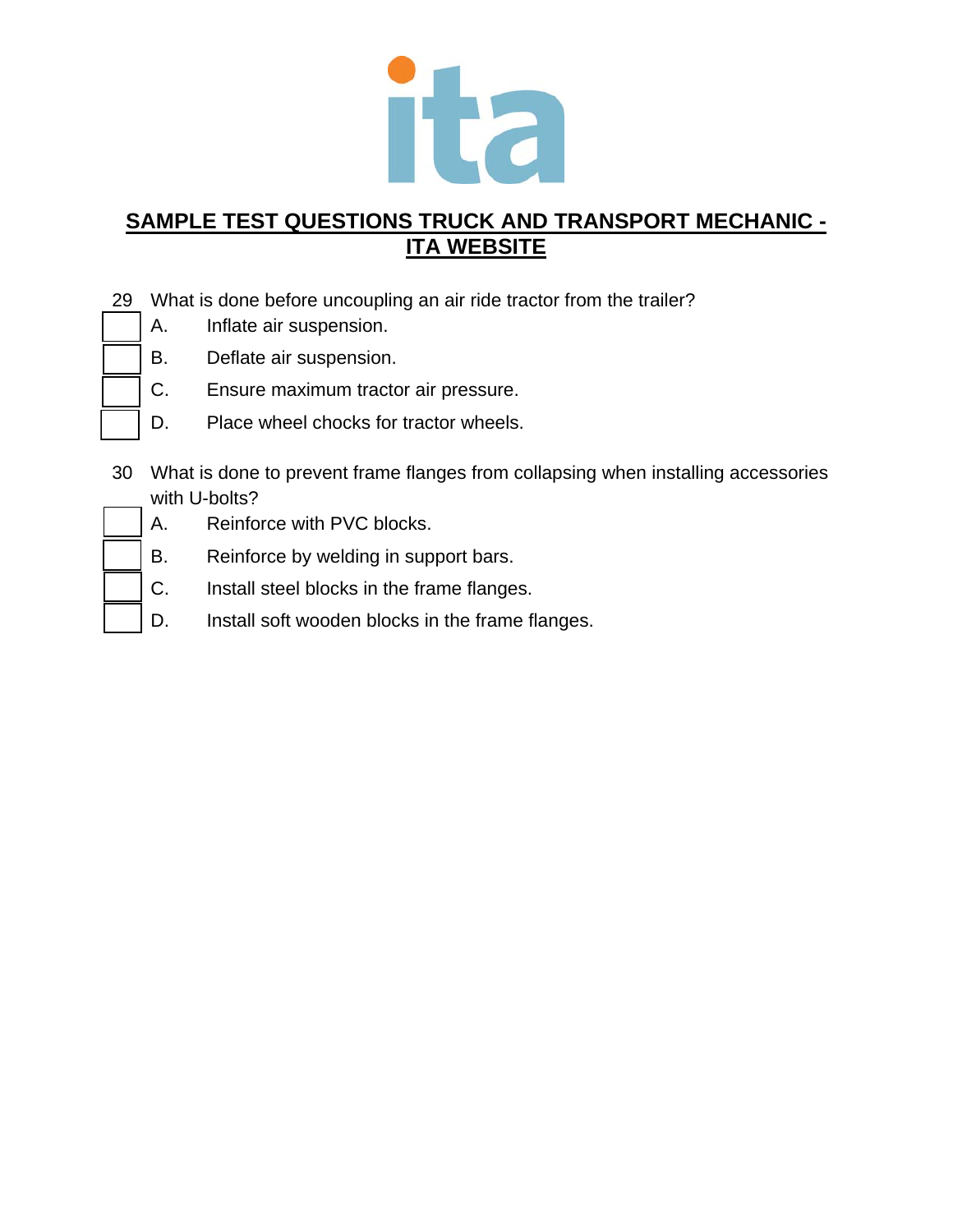## SAMPLE TEST QUESTIONS TRUCK AND TRANSPORT MECHANIC - ITA WEBSITE

29 What is done before uncoupling an air ride tractor from the trailer?

- [ ] A. Inflate air suspension.
- [ ] B. Deflate air suspension.
- [ ] C. Ensure maximum tractor air pressure.
- [ ] D. Place wheel chocks for tractor wheels.

30 What is done to prevent frame flanges from collapsing when installing accessories with U-bolts?

- [ ] A. Reinforce with PVC blocks.
- [ ] B. Reinforce by welding in support bars.
- [ ] C. Install steel blocks in the frame flanges.
- [ ] D. Install soft wooden blocks in the frame flanges.